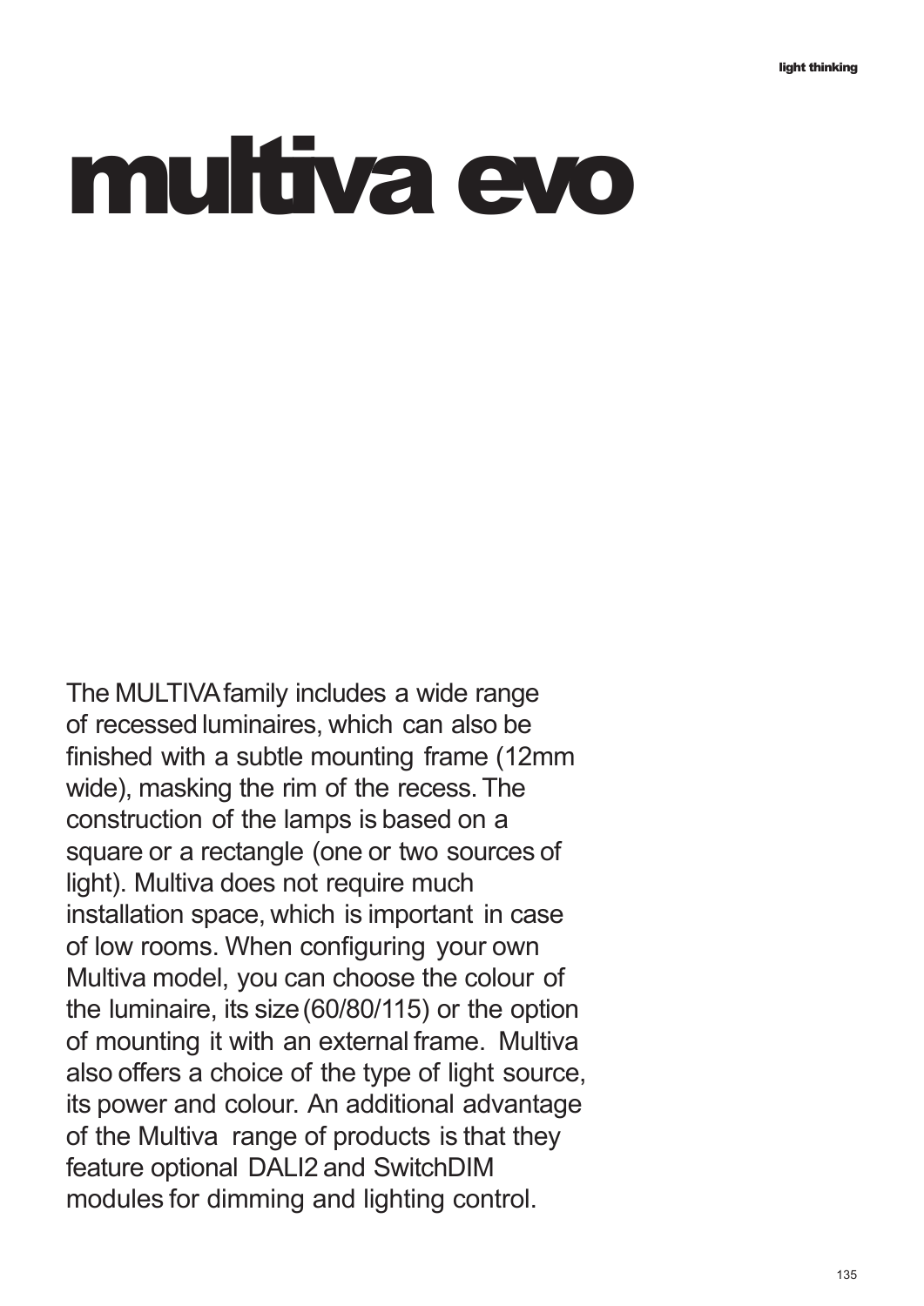# multiva evo

The MULTIVA family includes a wide range of recessed luminaires, which can also be finished with a subtle mounting frame (12mm wide), masking the rim of the recess. The construction of the lamps is based on a square or a rectangle (one or two sources of light). Multiva does not require much installation space, which is important in case of low rooms. When configuring your own Multiva model, you can choose the colour of the luminaire, its size (60/80/115) or the option of mounting it with an external frame. Multiva also offers a choice of the type of light source, its power and colour. An additional advantage of the Multiva range of products is that they feature optional DALI2 and SwitchDIM modules for dimming and lighting control.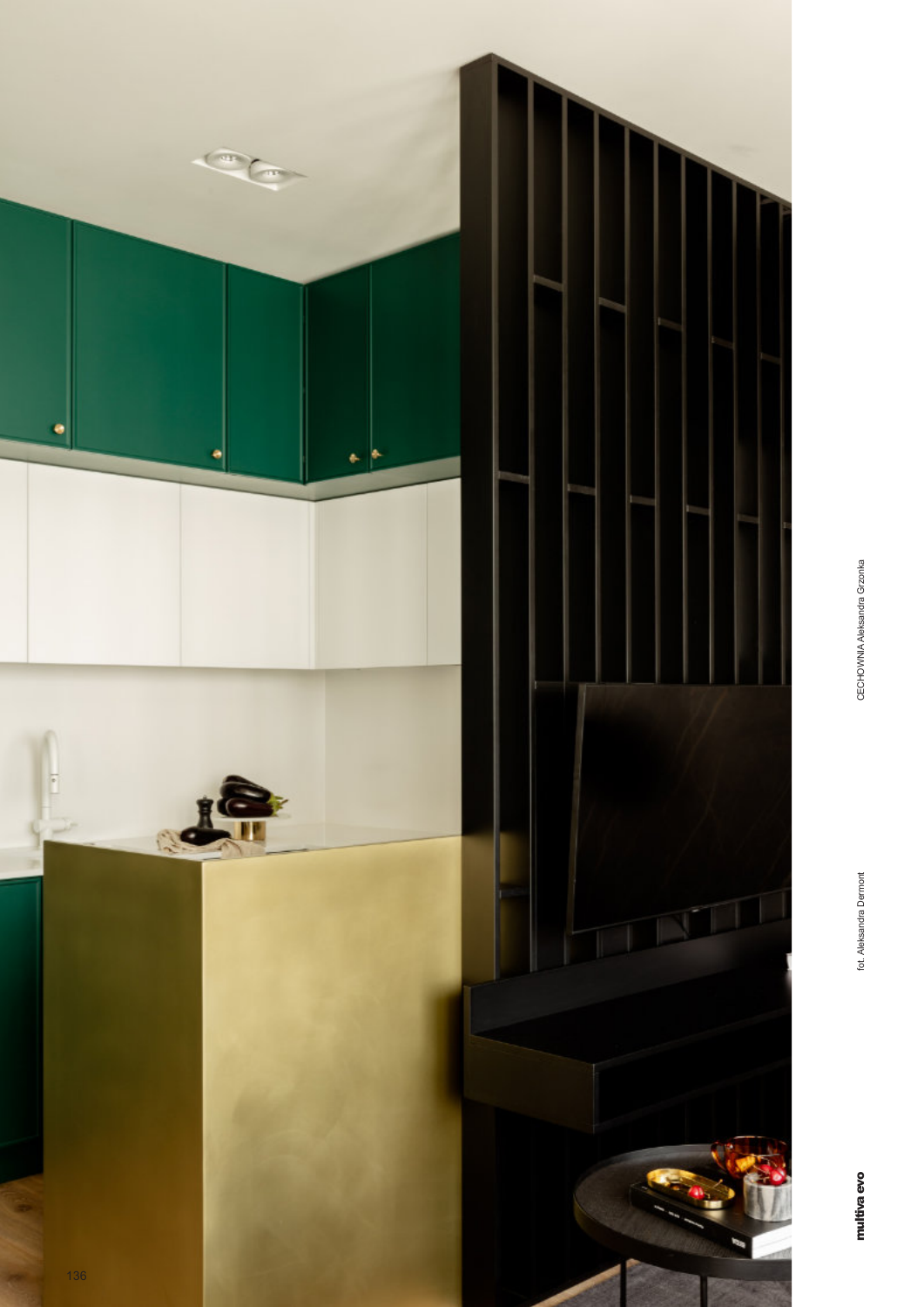multiva evo

fot. Aleksandra Dermont

CECHOWNIA Aleksandra Grzonka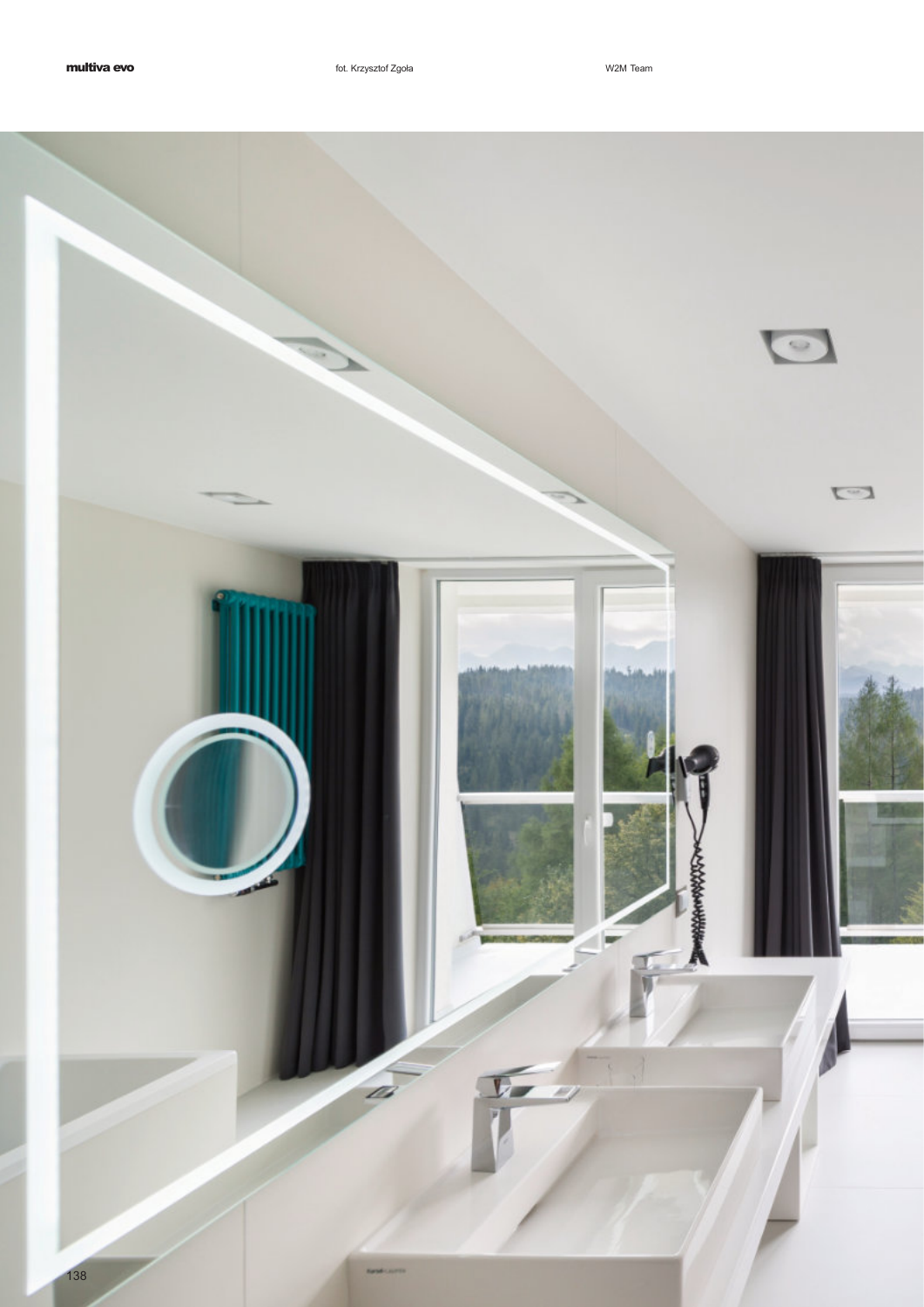**multiva evo**

fot. Krzysztof Zgoła

W2M Team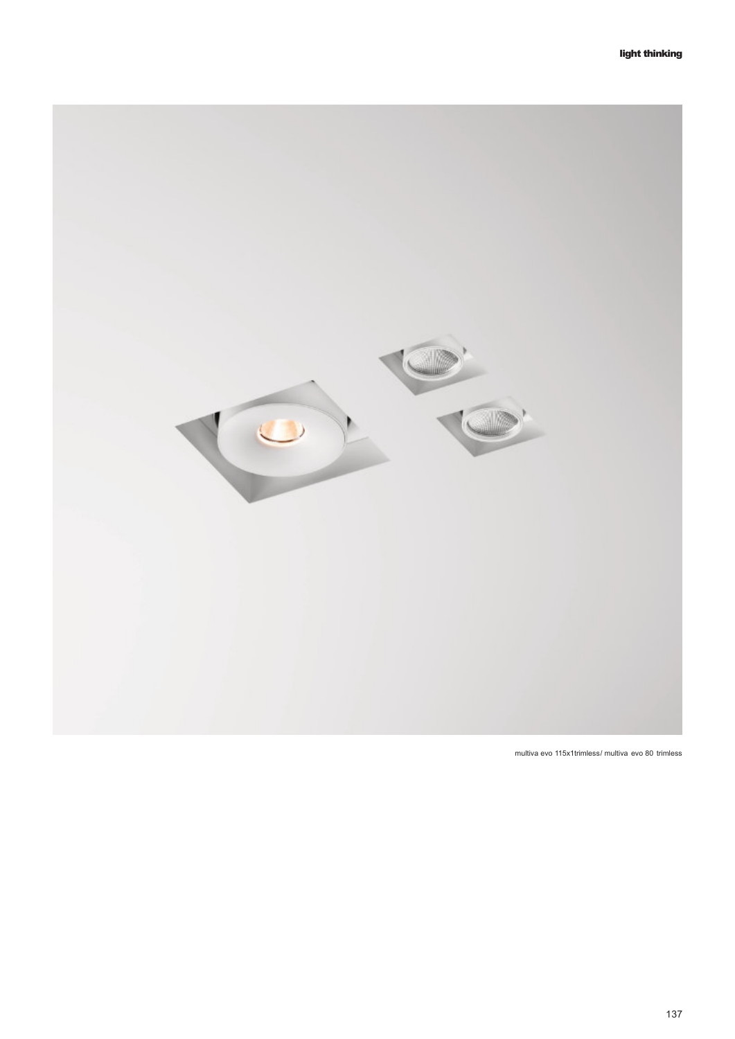multiva evo 115x1trimless/ multiva evo 80 trimless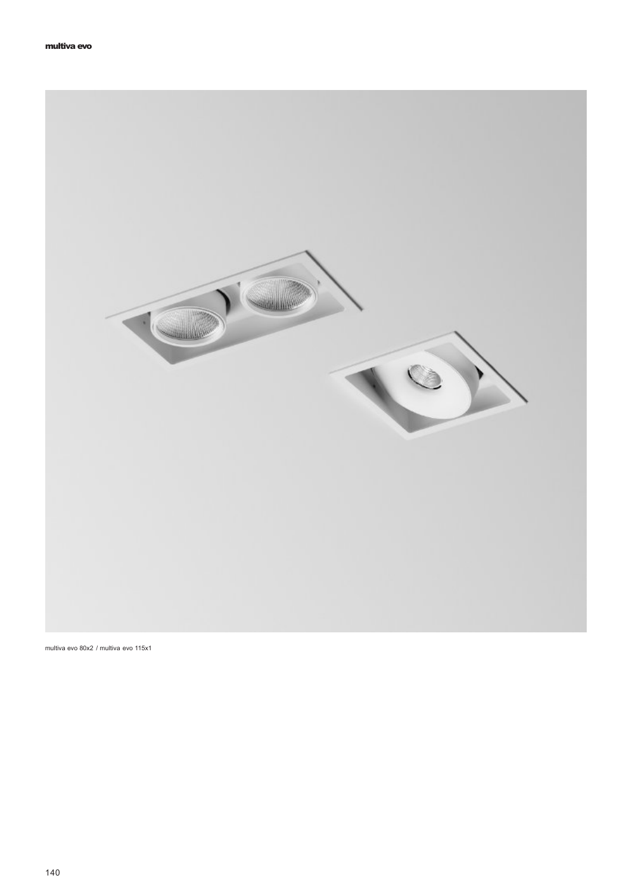multiva evo 80x2 / multiva evo 115x1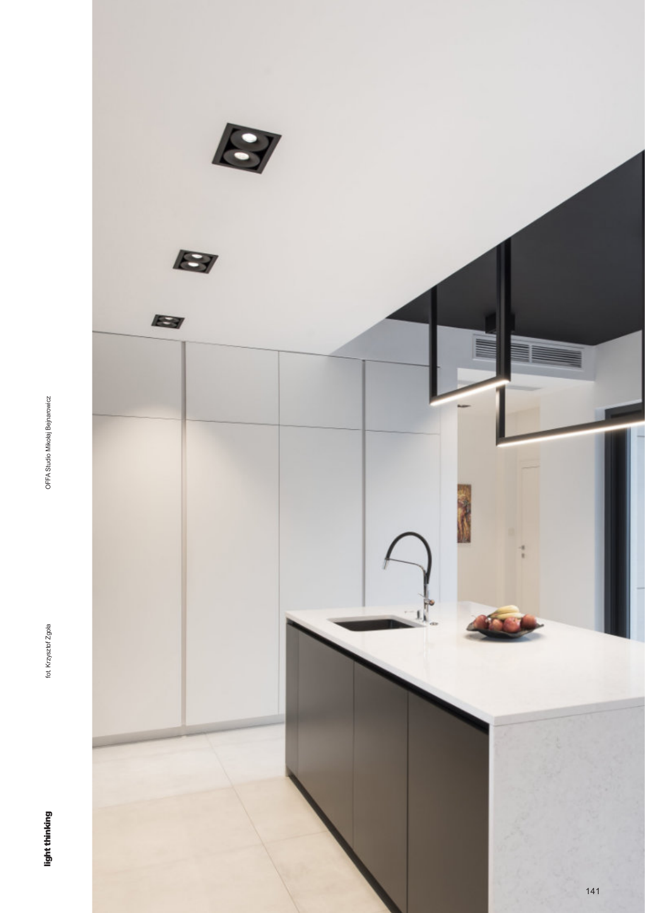OFFA Studio Mikołaj Bejnarowicz

fot. Krzysztof Zgoła

**light thinking**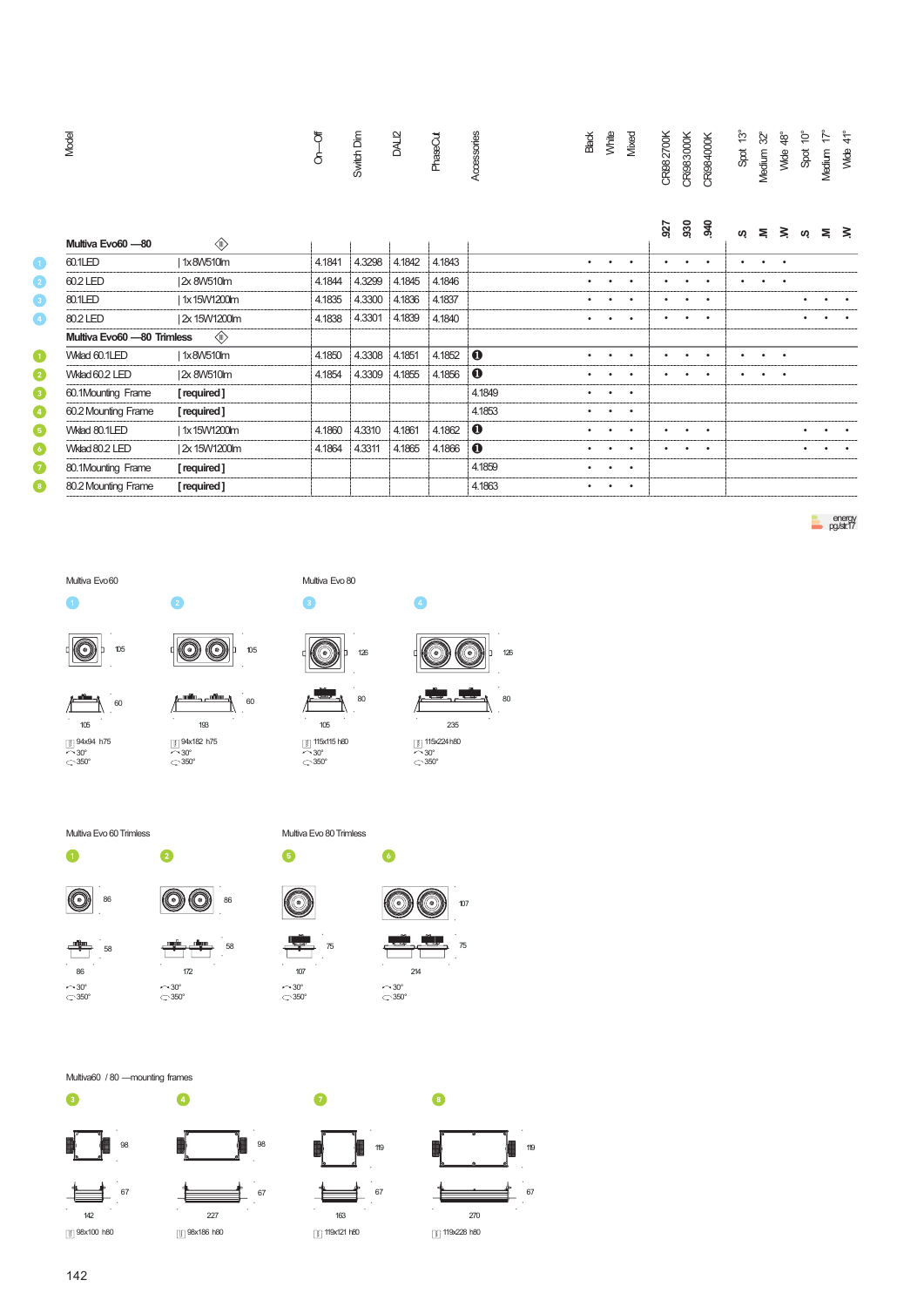| | Model | | On—Off | Switch Dim | DALI2 | PhaseCut | Accessories | Black | White | Mixed | CRI98 2700K | CRI98 3000K | CRI98 4000K | Spot 13° | Medium 32° | Wide 48° | Spot 10° | Medium 17° | Wide 41° |
|---|---|---|---|---|---|---|---|---|---|---|---|---|---|---|---|---|---|---|---|
| | | | | | | | | | | | .927 | .930 | .940 | .S | .M | .W | .S | .M | .W |
| | **Multiva Evo60 —80** | | | | | | | | | | | | | | | | | | |
| 1 | 60.1LED | 1x 8W510lm | 4.1841 | 4.3298 | 4.1842 | 4.1843 | | • | • | • | • | • | • | • | • | • | | | |
| 2 | 60.2 LED | 2x 8W510lm | 4.1844 | 4.3299 | 4.1845 | 4.1846 | | • | • | • | • | • | • | • | • | • | | | |
| 3 | 80.1LED | 1x 15W1200lm | 4.1835 | 4.3300 | 4.1836 | 4.1837 | | • | • | • | • | • | • | | | | • | • | • |
| 4 | 80.2 LED | 2x 15W1200lm | 4.1838 | 4.3301 | 4.1839 | 4.1840 | | • | • | • | • | • | • | | | | • | • | • |
| | **Multiva Evo60 —80 Trimless** | | | | | | | | | | | | | | | | | | |
| 1 | Wklad 60.1LED | 1x 8W510lm | 4.1850 | 4.3308 | 4.1851 | 4.1852 | ❶ | • | • | • | • | • | • | • | • | • | | | |
| 2 | Wklad 60.2 LED | 2x 8W510lm | 4.1854 | 4.3309 | 4.1855 | 4.1856 | ❶ | • | • | • | • | • | • | • | • | • | | | |
| 3 | 60.1Mounting Frame | **[required]** | | | | | 4.1849 | • | • | • | | | | | | | | | |
| 4 | 60.2 Mounting Frame | **[required]** | | | | | 4.1853 | • | • | • | | | | | | | | | |
| 5 | Wklad 80.1LED | 1x 15W1200lm | 4.1860 | 4.3310 | 4.1861 | 4.1862 | ❶ | • | • | • | • | • | • | | | | • | • | • |
| 6 | Wklad 80.2 LED | 2x 15W1200lm | 4.1864 | 4.3311 | 4.1865 | 4.1866 | ❶ | • | • | • | • | • | • | | | | • | • | • |
| 7 | 80.1Mounting Frame | **[required]** | | | | | 4.1859 | • | • | • | | | | | | | | | |
| 8 | 80.2 Mounting Frame | **[required]** | | | | | 4.1863 | • | • | • | | | | | | | | | |

energy pg./str.17

Multiva Evo 60

1: 105 / 60 / 105 — 94x94 h75, 30°, 350°

2: 105 / 60 / 193 — 94x182 h75, 30°, 350°

Multiva Evo 80

3: 126 / 80 / 105 — 115x115 h80, 30°, 350°

4: 126 / 80 / 235 — 115x224 h80, 30°, 350°

Multiva Evo 60 Trimless

1: 86 / 58 / 86 — 30°, 350°

2: 86 / 58 / 172 — 30°, 350°

Multiva Evo 80 Trimless

5: 75 / 107 — 30°, 350°

6: 107 / 75 / 214 — 30°, 350°

Multiva60 / 80 —mounting frames

3: 98 / 67 / 142 — 98x100 h80

4: 98 / 67 / 227 — 98x186 h80

7: 119 / 67 / 163 — 119x121 h80

8: 119 / 67 / 270 — 119x228 h80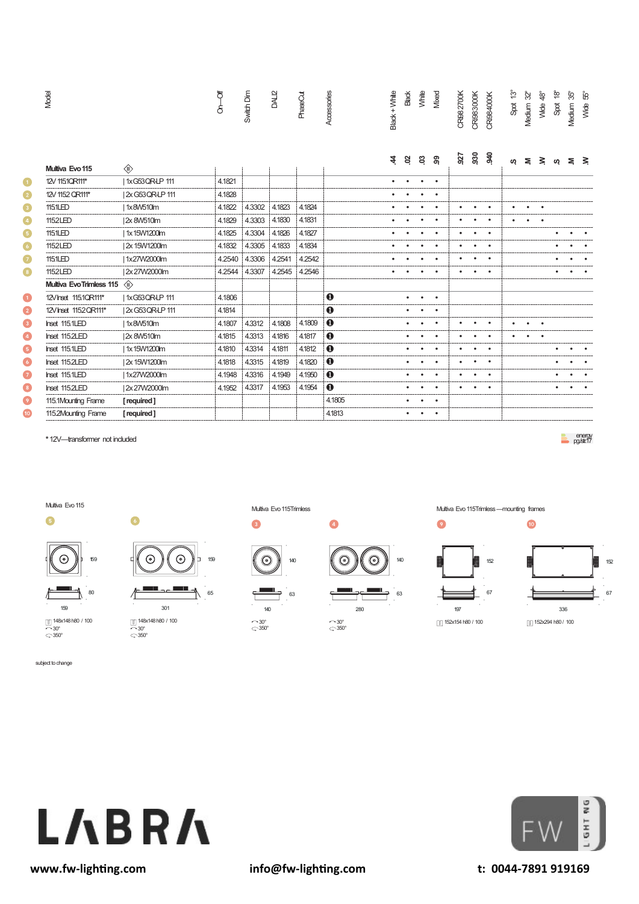| | Model | | On—Off | Switch Dim | DALI2 | PhaseCut | Accessories | Black + White | Black | White | Mixed | CRI98 2700K | CRI98 3000K | CRI98 4000K | Spot 13° | Medium 32° | Wide 48° | Spot 18° | Medium 35° | Wide 55° |
|---|---|---|---|---|---|---|---|---|---|---|---|---|---|---|---|---|---|---|---|---|
| | | | | | | | | .44 | .02 | .03 | .99 | .927 | .930 | .940 | S | M | W | S | M | W |
| | **Multiva Evo 115** | | | | | | | | | | | | | | | | | | | |
| 1 | 12V 115.1 QR111* | 1x G53 QR-LP 111 | 4.1821 | | | | | • | • | • | • | | | | | | | | | |
| 2 | 12V 115.2 QR111* | 2x G53 QR-LP 111 | 4.1828 | | | | | • | • | • | • | | | | | | | | | |
| 3 | 115.1 LED | 1x 8W 510lm | 4.1822 | 4.3302 | 4.1823 | 4.1824 | | • | • | • | • | • | • | • | • | • | • | | | |
| 4 | 115.2 LED | 2x 8W 510lm | 4.1829 | 4.3303 | 4.1830 | 4.1831 | | • | • | • | • | • | • | • | • | • | • | | | |
| 5 | 115.1 LED | 1x 15W 1200lm | 4.1825 | 4.3304 | 4.1826 | 4.1827 | | • | • | • | • | • | • | • | | | | • | • | • |
| 6 | 115.2 LED | 2x 15W 1200lm | 4.1832 | 4.3305 | 4.1833 | 4.1834 | | • | • | • | • | • | • | • | | | | • | • | • |
| 7 | 115.1 LED | 1x 27W 2000lm | 4.2540 | 4.3306 | 4.2541 | 4.2542 | | • | • | • | • | • | • | • | | | | • | • | • |
| 8 | 115.2 LED | 2x 27W 2000lm | 4.2544 | 4.3307 | 4.2545 | 4.2546 | | • | • | • | • | • | • | • | | | | • | • | • |
| | **Multiva Evo Trimless 115** | | | | | | | | | | | | | | | | | | | |
| 1 | 12V Inset 115.1 QR111* | 1x G53 QR-LP 111 | 4.1806 | | | | 1 | | • | • | • | | | | | | | | | |
| 2 | 12V Inset 115.2 QR111* | 2x G53 QR-LP 111 | 4.1814 | | | | 1 | | • | • | • | | | | | | | | | |
| 3 | Inset 115.1 LED | 1x 8W 510lm | 4.1807 | 4.3312 | 4.1808 | 4.1809 | 1 | | • | • | • | • | • | • | • | • | • | | | |
| 4 | Inset 115.2 LED | 2x 8W 510lm | 4.1815 | 4.3313 | 4.1816 | 4.1817 | 1 | | • | • | • | • | • | • | • | • | • | | | |
| 5 | Inset 115.1 LED | 1x 15W 1200lm | 4.1810 | 4.3314 | 4.1811 | 4.1812 | 1 | | • | • | • | • | • | • | | | | • | • | • |
| 6 | Inset 115.2 LED | 2x 15W 1200lm | 4.1818 | 4.3315 | 4.1819 | 4.1820 | 1 | | • | • | • | • | • | • | | | | • | • | • |
| 7 | Inset 115.1 LED | 1x 27W 2000lm | 4.1948 | 4.3316 | 4.1949 | 4.1950 | 1 | | • | • | • | • | • | • | | | | • | • | • |
| 8 | Inset 115.2 LED | 2x 27W 2000lm | 4.1952 | 4.3317 | 4.1953 | 4.1954 | 1 | | • | • | • | • | • | • | | | | • | • | • |
| 9 | 115.1 Mounting Frame | [required] | | | | | 4.1805 | | • | • | • | | | | | | | | | |
| 10 | 115.2 Mounting Frame | [required] | | | | | 4.1813 | | • | • | • | | | | | | | | | |

* 12V—transformer not included

energy pg/sk17

Multiva Evo 115

5
159
80
159
148x148 h80 / 100
30°
350°

6
159
65
301
148x148 h80 / 100
30°
350°

Multiva Evo 115 Trimless

3
140
63
140
30°
350°

4
140
63
280
30°
350°

Multiva Evo 115 Trimless—mounting frames

9
152
67
197
152x154 h80 / 100

10
152
67
336
152x294 h80 / 100

subject to change

LABRA

FW LIGHTING

www.fw-lighting.com

info@fw-lighting.com

t: 0044-7891 919169